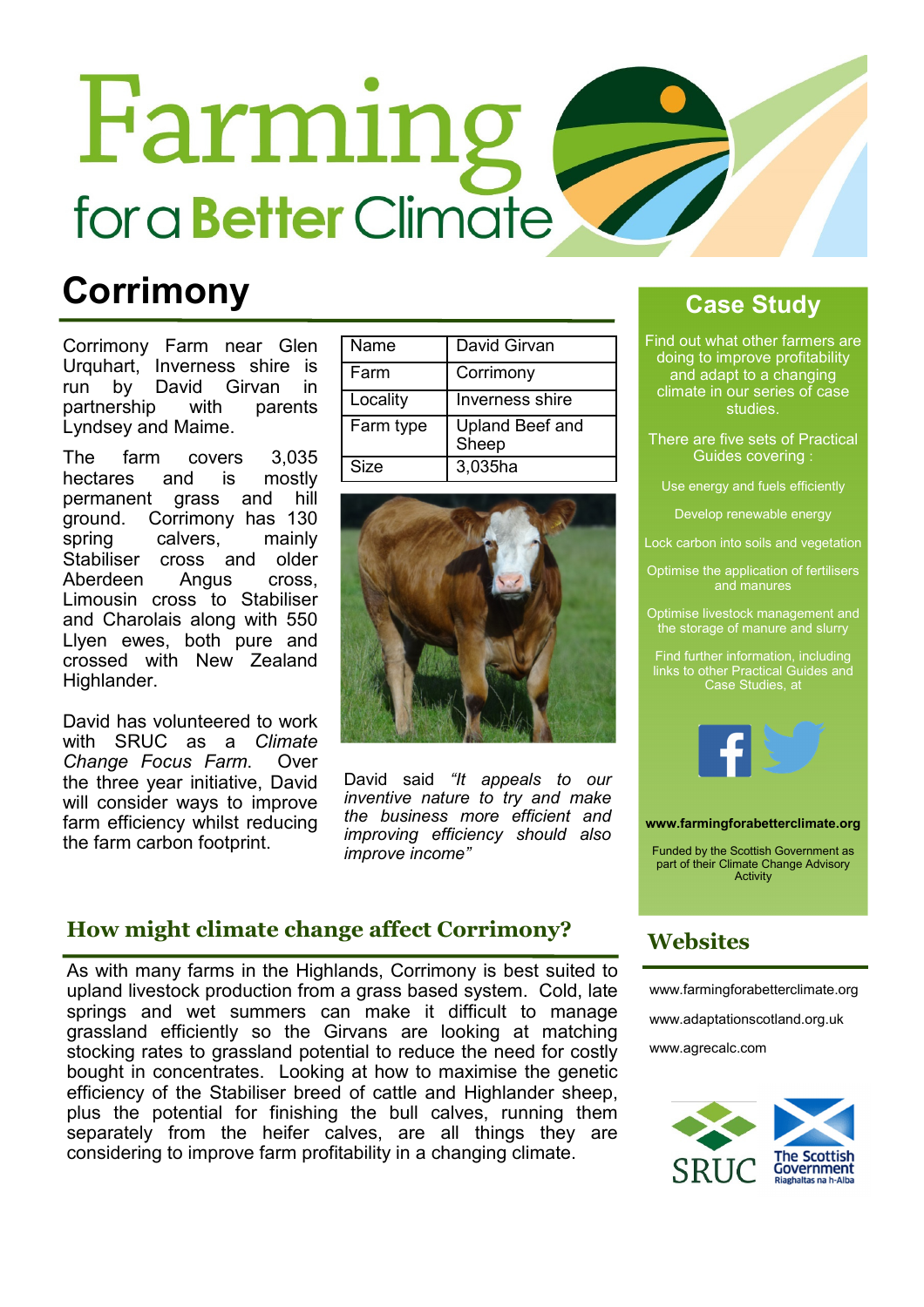# Farming for a Better Climate

# Corrimony

Corrimony Farm near Glen Urquhart, Inverness shire is run by David Girvan in partnership with parents Lyndsey and Maime.

The farm covers 3,035 hectares and is mostly permanent grass and hill ground. Corrimony has 130 spring calvers, mainly Stabiliser cross and older Aberdeen Angus cross, Limousin cross to Stabiliser and Charolais along with 550 Llyen ewes, both pure and crossed with New Zealand Highlander.

David has volunteered to work with SRUC as a *Climate Change Focus Farm*. Over the three year initiative, David will consider ways to improve farm efficiency whilst reducing the farm carbon footprint.

| Name | David Girvan |
|---|---|
| Farm | Corrimony |
| Locality | Inverness shire |
| Farm type | Upland Beef and Sheep |
| Size | 3,035ha |

David said *"It appeals to our inventive nature to try and make the business more efficient and improving efficiency should also improve income"*

## How might climate change affect Corrimony?

As with many farms in the Highlands, Corrimony is best suited to upland livestock production from a grass based system. Cold, late springs and wet summers can make it difficult to manage grassland efficiently so the Girvans are looking at matching stocking rates to grassland potential to reduce the need for costly bought in concentrates. Looking at how to maximise the genetic efficiency of the Stabiliser breed of cattle and Highlander sheep, plus the potential for finishing the bull calves, running them separately from the heifer calves, are all things they are considering to improve farm profitability in a changing climate.

## Case Study

Find out what other farmers are doing to improve profitability and adapt to a changing climate in our series of case studies.

There are five sets of Practical Guides covering :

- Use energy and fuels efficiently
- Develop renewable energy
- Lock carbon into soils and vegetation
- Optimise the application of fertilisers and manures
- Optimise livestock management and the storage of manure and slurry

Find further information, including links to other Practical Guides and Case Studies, at

**www.farmingforabetterclimate.org**

Funded by the Scottish Government as part of their Climate Change Advisory Activity

## Websites

www.farmingforabetterclimate.org

www.adaptationscotland.org.uk

www.agrecalc.com

SRUC — The Scottish Government Riaghaltas na h-Alba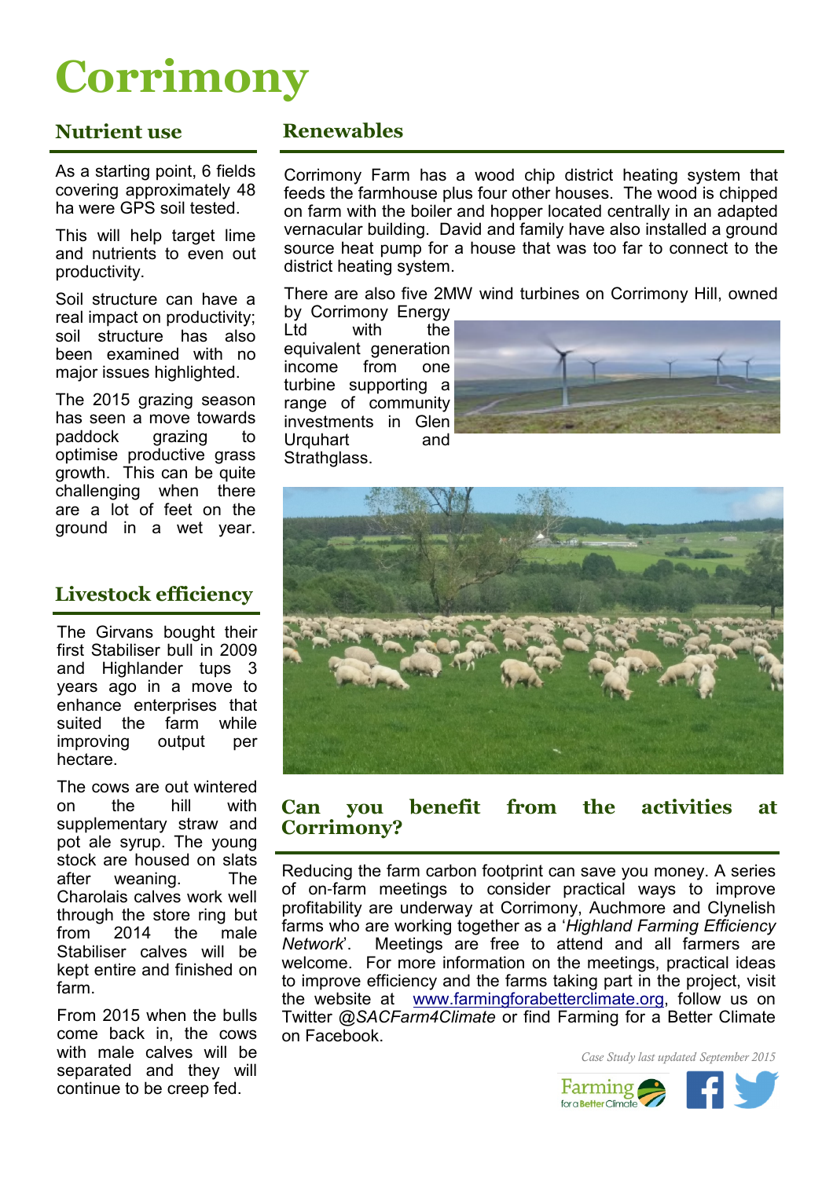# Corrimony

## Nutrient use

As a starting point, 6 fields covering approximately 48 ha were GPS soil tested.

This will help target lime and nutrients to even out productivity.

Soil structure can have a real impact on productivity; soil structure has also been examined with no major issues highlighted.

The 2015 grazing season has seen a move towards paddock grazing to optimise productive grass growth. This can be quite challenging when there are a lot of feet on the ground in a wet year.

## Livestock efficiency

The Girvans bought their first Stabiliser bull in 2009 and Highlander tups 3 years ago in a move to enhance enterprises that suited the farm while improving output per hectare.

The cows are out wintered on the hill with supplementary straw and pot ale syrup. The young stock are housed on slats after weaning. The Charolais calves work well through the store ring but from 2014 the male Stabiliser calves will be kept entire and finished on farm.

From 2015 when the bulls come back in, the cows with male calves will be separated and they will continue to be creep fed.

## Renewables

Corrimony Farm has a wood chip district heating system that feeds the farmhouse plus four other houses. The wood is chipped on farm with the boiler and hopper located centrally in an adapted vernacular building. David and family have also installed a ground source heat pump for a house that was too far to connect to the district heating system.

There are also five 2MW wind turbines on Corrimony Hill, owned by Corrimony Energy Ltd with the equivalent generation income from one turbine supporting a range of community investments in Glen Urquhart and Strathglass.

## Can you benefit from the activities at Corrimony?

Reducing the farm carbon footprint can save you money. A series of on-farm meetings to consider practical ways to improve profitability are underway at Corrimony, Auchmore and Clynelish farms who are working together as a '*Highland Farming Efficiency Network*'. Meetings are free to attend and all farmers are welcome. For more information on the meetings, practical ideas to improve efficiency and the farms taking part in the project, visit the website at www.farmingforabetterclimate.org, follow us on Twitter *@SACFarm4Climate* or find Farming for a Better Climate on Facebook.

*Case Study last updated September 2015*